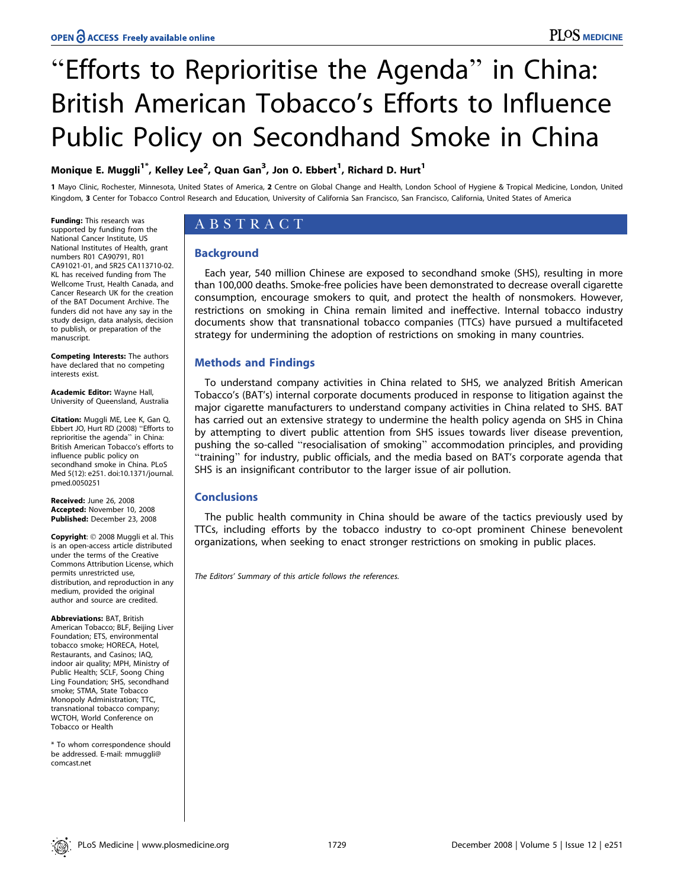# "Efforts to Reprioritise the Agenda" in China: British American Tobacco's Efforts to Influence Public Policy on Secondhand Smoke in China

**Monique E. Muggli[1*], Kelley Lee[2], Quan Gan[3], Jon O. Ebbert[1], Richard D. Hurt[1]**

1 Mayo Clinic, Rochester, Minnesota, United States of America, 2 Centre on Global Change and Health, London School of Hygiene & Tropical Medicine, London, United Kingdom, 3 Center for Tobacco Control Research and Education, University of California San Francisco, San Francisco, California, United States of America

## ABSTRACT

### Background

Each year, 540 million Chinese are exposed to secondhand smoke (SHS), resulting in more than 100,000 deaths. Smoke-free policies have been demonstrated to decrease overall cigarette consumption, encourage smokers to quit, and protect the health of nonsmokers. However, restrictions on smoking in China remain limited and ineffective. Internal tobacco industry documents show that transnational tobacco companies (TTCs) have pursued a multifaceted strategy for undermining the adoption of restrictions on smoking in many countries.

### Methods and Findings

To understand company activities in China related to SHS, we analyzed British American Tobacco's (BAT's) internal corporate documents produced in response to litigation against the major cigarette manufacturers to understand company activities in China related to SHS. BAT has carried out an extensive strategy to undermine the health policy agenda on SHS in China by attempting to divert public attention from SHS issues towards liver disease prevention, pushing the so-called "resocialisation of smoking" accommodation principles, and providing "training" for industry, public officials, and the media based on BAT's corporate agenda that SHS is an insignificant contributor to the larger issue of air pollution.

### Conclusions

The public health community in China should be aware of the tactics previously used by TTCs, including efforts by the tobacco industry to co-opt prominent Chinese benevolent organizations, when seeking to enact stronger restrictions on smoking in public places.

*The Editors' Summary of this article follows the references.*

---

**Funding:** This research was supported by funding from the National Cancer Institute, US National Institutes of Health, grant numbers R01 CA90791, R01 CA91021-01, and 5R25 CA113710-02. KL has received funding from The Wellcome Trust, Health Canada, and Cancer Research UK for the creation of the BAT Document Archive. The funders did not have any say in the study design, data analysis, decision to publish, or preparation of the manuscript.

**Competing Interests:** The authors have declared that no competing interests exist.

**Academic Editor:** Wayne Hall, University of Queensland, Australia

**Citation:** Muggli ME, Lee K, Gan Q, Ebbert JO, Hurt RD (2008) "Efforts to reprioritise the agenda" in China: British American Tobacco's efforts to influence public policy on secondhand smoke in China. PLoS Med 5(12): e251. doi:10.1371/journal.pmed.0050251

**Received:** June 26, 2008
**Accepted:** November 10, 2008
**Published:** December 23, 2008

**Copyright:** © 2008 Muggli et al. This is an open-access article distributed under the terms of the Creative Commons Attribution License, which permits unrestricted use, distribution, and reproduction in any medium, provided the original author and source are credited.

**Abbreviations:** BAT, British American Tobacco; BLF, Beijing Liver Foundation; ETS, environmental tobacco smoke; HORECA, Hotel, Restaurants, and Casinos; IAQ, indoor air quality; MPH, Ministry of Public Health; SCLF, Soong Ching Ling Foundation; SHS, secondhand smoke; STMA, State Tobacco Monopoly Administration; TTC, transnational tobacco company; WCTOH, World Conference on Tobacco or Health

\* To whom correspondence should be addressed. E-mail: mmuggli@comcast.net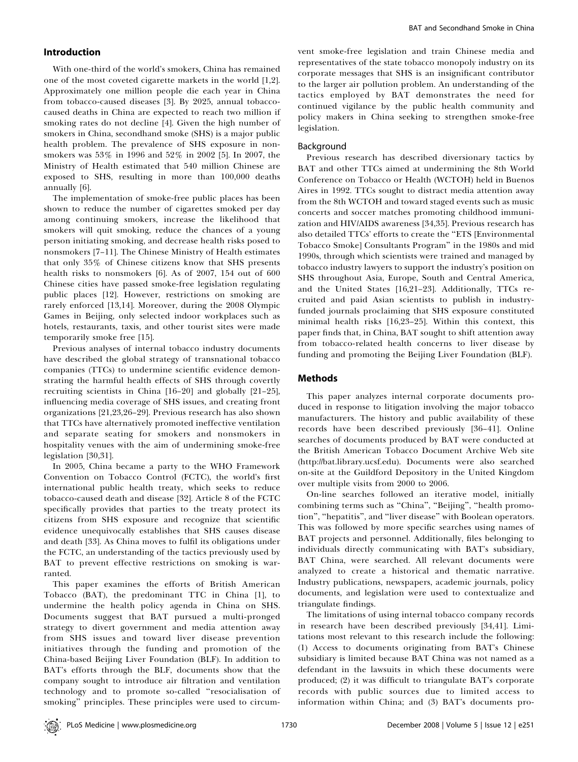## Introduction

With one-third of the world's smokers, China has remained one of the most coveted cigarette markets in the world [1,2]. Approximately one million people die each year in China from tobacco-caused diseases [3]. By 2025, annual tobacco-caused deaths in China are expected to reach two million if smoking rates do not decline [4]. Given the high number of smokers in China, secondhand smoke (SHS) is a major public health problem. The prevalence of SHS exposure in nonsmokers was 53% in 1996 and 52% in 2002 [5]. In 2007, the Ministry of Health estimated that 540 million Chinese are exposed to SHS, resulting in more than 100,000 deaths annually [6].

The implementation of smoke-free public places has been shown to reduce the number of cigarettes smoked per day among continuing smokers, increase the likelihood that smokers will quit smoking, reduce the chances of a young person initiating smoking, and decrease health risks posed to nonsmokers [7–11]. The Chinese Ministry of Health estimates that only 35% of Chinese citizens know that SHS presents health risks to nonsmokers [6]. As of 2007, 154 out of 600 Chinese cities have passed smoke-free legislation regulating public places [12]. However, restrictions on smoking are rarely enforced [13,14]. Moreover, during the 2008 Olympic Games in Beijing, only selected indoor workplaces such as hotels, restaurants, taxis, and other tourist sites were made temporarily smoke free [15].

Previous analyses of internal tobacco industry documents have described the global strategy of transnational tobacco companies (TTCs) to undermine scientific evidence demonstrating the harmful health effects of SHS through covertly recruiting scientists in China [16–20] and globally [21–25], influencing media coverage of SHS issues, and creating front organizations [21,23,26–29]. Previous research has also shown that TTCs have alternatively promoted ineffective ventilation and separate seating for smokers and nonsmokers in hospitality venues with the aim of undermining smoke-free legislation [30,31].

In 2005, China became a party to the WHO Framework Convention on Tobacco Control (FCTC), the world's first international public health treaty, which seeks to reduce tobacco-caused death and disease [32]. Article 8 of the FCTC specifically provides that parties to the treaty protect its citizens from SHS exposure and recognize that scientific evidence unequivocally establishes that SHS causes disease and death [33]. As China moves to fulfil its obligations under the FCTC, an understanding of the tactics previously used by BAT to prevent effective restrictions on smoking is warranted.

This paper examines the efforts of British American Tobacco (BAT), the predominant TTC in China [1], to undermine the health policy agenda in China on SHS. Documents suggest that BAT pursued a multi-pronged strategy to divert government and media attention away from SHS issues and toward liver disease prevention initiatives through the funding and promotion of the China-based Beijing Liver Foundation (BLF). In addition to BAT's efforts through the BLF, documents show that the company sought to introduce air filtration and ventilation technology and to promote so-called "resocialisation of smoking" principles. These principles were used to circumvent smoke-free legislation and train Chinese media and representatives of the state tobacco monopoly industry on its corporate messages that SHS is an insignificant contributor to the larger air pollution problem. An understanding of the tactics employed by BAT demonstrates the need for continued vigilance by the public health community and policy makers in China seeking to strengthen smoke-free legislation.

### Background

Previous research has described diversionary tactics by BAT and other TTCs aimed at undermining the 8th World Conference on Tobacco or Health (WCTOH) held in Buenos Aires in 1992. TTCs sought to distract media attention away from the 8th WCTOH and toward staged events such as music concerts and soccer matches promoting childhood immunization and HIV/AIDS awareness [34,35]. Previous research has also detailed TTCs' efforts to create the "ETS [Environmental Tobacco Smoke] Consultants Program" in the 1980s and mid 1990s, through which scientists were trained and managed by tobacco industry lawyers to support the industry's position on SHS throughout Asia, Europe, South and Central America, and the United States [16,21–23]. Additionally, TTCs recruited and paid Asian scientists to publish in industry-funded journals proclaiming that SHS exposure constituted minimal health risks [16,23–25]. Within this context, this paper finds that, in China, BAT sought to shift attention away from tobacco-related health concerns to liver disease by funding and promoting the Beijing Liver Foundation (BLF).

## Methods

This paper analyzes internal corporate documents produced in response to litigation involving the major tobacco manufacturers. The history and public availability of these records have been described previously [36–41]. Online searches of documents produced by BAT were conducted at the British American Tobacco Document Archive Web site (http://bat.library.ucsf.edu). Documents were also searched on-site at the Guildford Depository in the United Kingdom over multiple visits from 2000 to 2006.

On-line searches followed an iterative model, initially combining terms such as "China", "Beijing", "health promotion", "hepatitis", and "liver disease" with Boolean operators. This was followed by more specific searches using names of BAT projects and personnel. Additionally, files belonging to individuals directly communicating with BAT's subsidiary, BAT China, were searched. All relevant documents were analyzed to create a historical and thematic narrative. Industry publications, newspapers, academic journals, policy documents, and legislation were used to contextualize and triangulate findings.

The limitations of using internal tobacco company records in research have been described previously [34,41]. Limitations most relevant to this research include the following: (1) Access to documents originating from BAT's Chinese subsidiary is limited because BAT China was not named as a defendant in the lawsuits in which these documents were produced; (2) it was difficult to triangulate BAT's corporate records with public sources due to limited access to information within China; and (3) BAT's documents pro-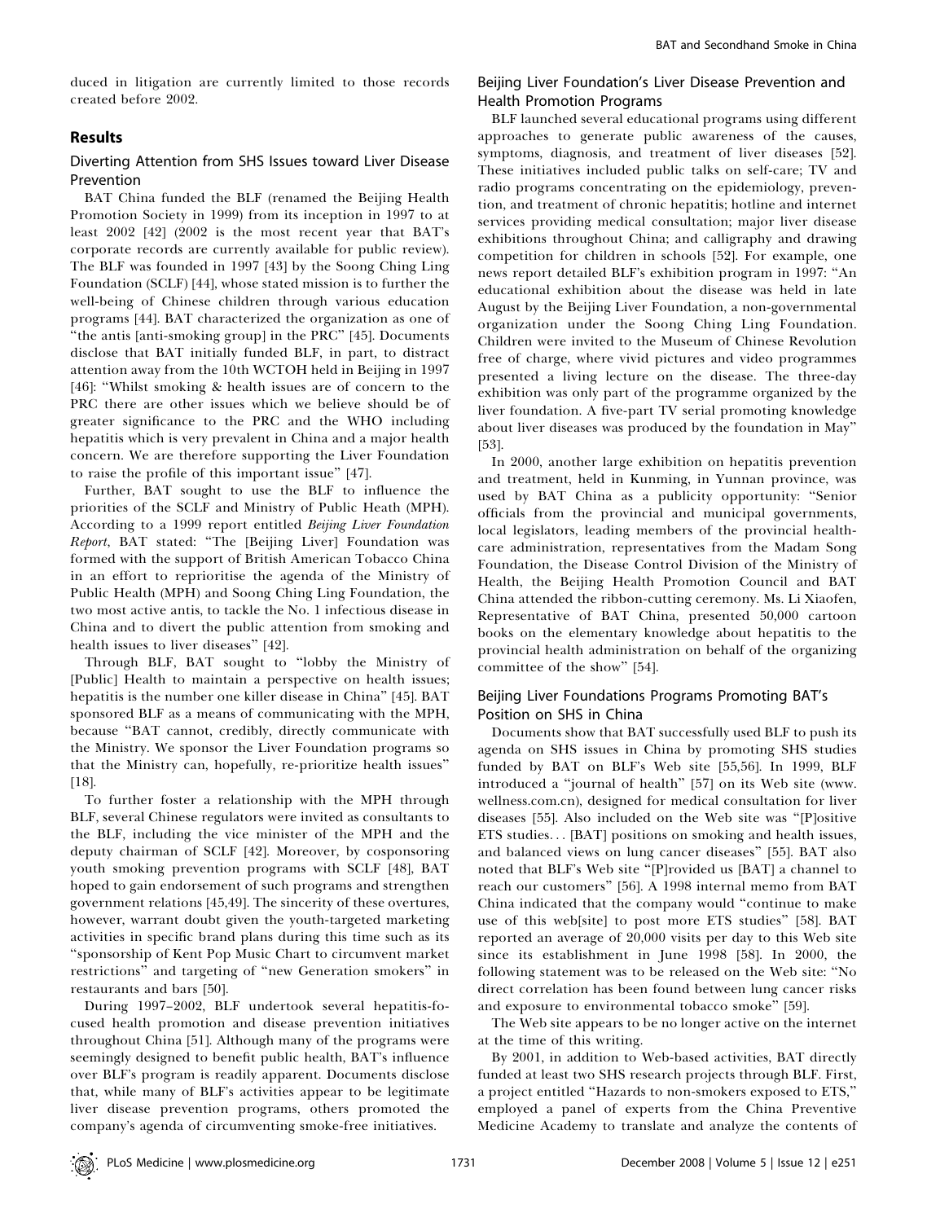duced in litigation are currently limited to those records created before 2002.

## Results

### Diverting Attention from SHS Issues toward Liver Disease Prevention

BAT China funded the BLF (renamed the Beijing Health Promotion Society in 1999) from its inception in 1997 to at least 2002 [42] (2002 is the most recent year that BAT's corporate records are currently available for public review). The BLF was founded in 1997 [43] by the Soong Ching Ling Foundation (SCLF) [44], whose stated mission is to further the well-being of Chinese children through various education programs [44]. BAT characterized the organization as one of "the antis [anti-smoking group] in the PRC" [45]. Documents disclose that BAT initially funded BLF, in part, to distract attention away from the 10th WCTOH held in Beijing in 1997 [46]: "Whilst smoking & health issues are of concern to the PRC there are other issues which we believe should be of greater significance to the PRC and the WHO including hepatitis which is very prevalent in China and a major health concern. We are therefore supporting the Liver Foundation to raise the profile of this important issue" [47].

Further, BAT sought to use the BLF to influence the priorities of the SCLF and Ministry of Public Heath (MPH). According to a 1999 report entitled *Beijing Liver Foundation Report*, BAT stated: "The [Beijing Liver] Foundation was formed with the support of British American Tobacco China in an effort to reprioritise the agenda of the Ministry of Public Health (MPH) and Soong Ching Ling Foundation, the two most active antis, to tackle the No. 1 infectious disease in China and to divert the public attention from smoking and health issues to liver diseases" [42].

Through BLF, BAT sought to "lobby the Ministry of [Public] Health to maintain a perspective on health issues; hepatitis is the number one killer disease in China" [45]. BAT sponsored BLF as a means of communicating with the MPH, because "BAT cannot, credibly, directly communicate with the Ministry. We sponsor the Liver Foundation programs so that the Ministry can, hopefully, re-prioritize health issues" [18].

To further foster a relationship with the MPH through BLF, several Chinese regulators were invited as consultants to the BLF, including the vice minister of the MPH and the deputy chairman of SCLF [42]. Moreover, by cosponsoring youth smoking prevention programs with SCLF [48], BAT hoped to gain endorsement of such programs and strengthen government relations [45,49]. The sincerity of these overtures, however, warrant doubt given the youth-targeted marketing activities in specific brand plans during this time such as its "sponsorship of Kent Pop Music Chart to circumvent market restrictions" and targeting of "new Generation smokers" in restaurants and bars [50].

During 1997–2002, BLF undertook several hepatitis-focused health promotion and disease prevention initiatives throughout China [51]. Although many of the programs were seemingly designed to benefit public health, BAT's influence over BLF's program is readily apparent. Documents disclose that, while many of BLF's activities appear to be legitimate liver disease prevention programs, others promoted the company's agenda of circumventing smoke-free initiatives.

### Beijing Liver Foundation's Liver Disease Prevention and Health Promotion Programs

BLF launched several educational programs using different approaches to generate public awareness of the causes, symptoms, diagnosis, and treatment of liver diseases [52]. These initiatives included public talks on self-care; TV and radio programs concentrating on the epidemiology, prevention, and treatment of chronic hepatitis; hotline and internet services providing medical consultation; major liver disease exhibitions throughout China; and calligraphy and drawing competition for children in schools [52]. For example, one news report detailed BLF's exhibition program in 1997: "An educational exhibition about the disease was held in late August by the Beijing Liver Foundation, a non-governmental organization under the Soong Ching Ling Foundation. Children were invited to the Museum of Chinese Revolution free of charge, where vivid pictures and video programmes presented a living lecture on the disease. The three-day exhibition was only part of the programme organized by the liver foundation. A five-part TV serial promoting knowledge about liver diseases was produced by the foundation in May" [53].

In 2000, another large exhibition on hepatitis prevention and treatment, held in Kunming, in Yunnan province, was used by BAT China as a publicity opportunity: "Senior officials from the provincial and municipal governments, local legislators, leading members of the provincial health-care administration, representatives from the Madam Song Foundation, the Disease Control Division of the Ministry of Health, the Beijing Health Promotion Council and BAT China attended the ribbon-cutting ceremony. Ms. Li Xiaofen, Representative of BAT China, presented 50,000 cartoon books on the elementary knowledge about hepatitis to the provincial health administration on behalf of the organizing committee of the show" [54].

### Beijing Liver Foundations Programs Promoting BAT's Position on SHS in China

Documents show that BAT successfully used BLF to push its agenda on SHS issues in China by promoting SHS studies funded by BAT on BLF's Web site [55,56]. In 1999, BLF introduced a "journal of health" [57] on its Web site (www.wellness.com.cn), designed for medical consultation for liver diseases [55]. Also included on the Web site was "[P]ositive ETS studies... [BAT] positions on smoking and health issues, and balanced views on lung cancer diseases" [55]. BAT also noted that BLF's Web site "[P]rovided us [BAT] a channel to reach our customers" [56]. A 1998 internal memo from BAT China indicated that the company would "continue to make use of this web[site] to post more ETS studies" [58]. BAT reported an average of 20,000 visits per day to this Web site since its establishment in June 1998 [58]. In 2000, the following statement was to be released on the Web site: "No direct correlation has been found between lung cancer risks and exposure to environmental tobacco smoke" [59].

The Web site appears to be no longer active on the internet at the time of this writing.

By 2001, in addition to Web-based activities, BAT directly funded at least two SHS research projects through BLF. First, a project entitled "Hazards to non-smokers exposed to ETS," employed a panel of experts from the China Preventive Medicine Academy to translate and analyze the contents of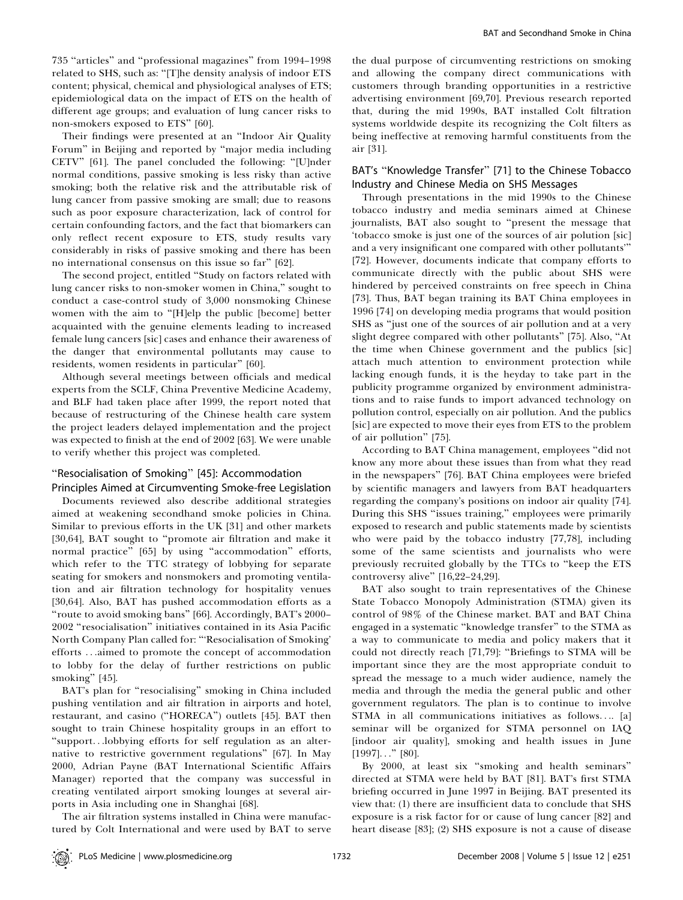735 "articles" and "professional magazines" from 1994–1998 related to SHS, such as: "[T]he density analysis of indoor ETS content; physical, chemical and physiological analyses of ETS; epidemiological data on the impact of ETS on the health of different age groups; and evaluation of lung cancer risks to non-smokers exposed to ETS" [60].

Their findings were presented at an "Indoor Air Quality Forum" in Beijing and reported by "major media including CETV" [61]. The panel concluded the following: "[U]nder normal conditions, passive smoking is less risky than active smoking; both the relative risk and the attributable risk of lung cancer from passive smoking are small; due to reasons such as poor exposure characterization, lack of control for certain confounding factors, and the fact that biomarkers can only reflect recent exposure to ETS, study results vary considerably in risks of passive smoking and there has been no international consensus on this issue so far" [62].

The second project, entitled "Study on factors related with lung cancer risks to non-smoker women in China," sought to conduct a case-control study of 3,000 nonsmoking Chinese women with the aim to "[H]elp the public [become] better acquainted with the genuine elements leading to increased female lung cancers [sic] cases and enhance their awareness of the danger that environmental pollutants may cause to residents, women residents in particular" [60].

Although several meetings between officials and medical experts from the SCLF, China Preventive Medicine Academy, and BLF had taken place after 1999, the report noted that because of restructuring of the Chinese health care system the project leaders delayed implementation and the project was expected to finish at the end of 2002 [63]. We were unable to verify whether this project was completed.

## "Resocialisation of Smoking" [45]: Accommodation Principles Aimed at Circumventing Smoke-free Legislation

Documents reviewed also describe additional strategies aimed at weakening secondhand smoke policies in China. Similar to previous efforts in the UK [31] and other markets [30,64], BAT sought to "promote air filtration and make it normal practice" [65] by using "accommodation" efforts, which refer to the TTC strategy of lobbying for separate seating for smokers and nonsmokers and promoting ventilation and air filtration technology for hospitality venues [30,64]. Also, BAT has pushed accommodation efforts as a "route to avoid smoking bans" [66]. Accordingly, BAT's 2000–2002 "resocialisation" initiatives contained in its Asia Pacific North Company Plan called for: "'Resocialisation of Smoking' efforts …aimed to promote the concept of accommodation to lobby for the delay of further restrictions on public smoking" [45].

BAT's plan for "resocialising" smoking in China included pushing ventilation and air filtration in airports and hotel, restaurant, and casino ("HORECA") outlets [45]. BAT then sought to train Chinese hospitality groups in an effort to "support…lobbying efforts for self regulation as an alternative to restrictive government regulations" [67]. In May 2000, Adrian Payne (BAT International Scientific Affairs Manager) reported that the company was successful in creating ventilated airport smoking lounges at several airports in Asia including one in Shanghai [68].

The air filtration systems installed in China were manufactured by Colt International and were used by BAT to serve the dual purpose of circumventing restrictions on smoking and allowing the company direct communications with customers through branding opportunities in a restrictive advertising environment [69,70]. Previous research reported that, during the mid 1990s, BAT installed Colt filtration systems worldwide despite its recognizing the Colt filters as being ineffective at removing harmful constituents from the air [31].

## BAT's "Knowledge Transfer" [71] to the Chinese Tobacco Industry and Chinese Media on SHS Messages

Through presentations in the mid 1990s to the Chinese tobacco industry and media seminars aimed at Chinese journalists, BAT also sought to "present the message that 'tobacco smoke is just one of the sources of air polution [sic] and a very insignificant one compared with other pollutants'" [72]. However, documents indicate that company efforts to communicate directly with the public about SHS were hindered by perceived constraints on free speech in China [73]. Thus, BAT began training its BAT China employees in 1996 [74] on developing media programs that would position SHS as "just one of the sources of air pollution and at a very slight degree compared with other pollutants" [75]. Also, "At the time when Chinese government and the publics [sic] attach much attention to environment protection while lacking enough funds, it is the heyday to take part in the publicity programme organized by environment administrations and to raise funds to import advanced technology on pollution control, especially on air pollution. And the publics [sic] are expected to move their eyes from ETS to the problem of air pollution" [75].

According to BAT China management, employees "did not know any more about these issues than from what they read in the newspapers" [76]. BAT China employees were briefed by scientific managers and lawyers from BAT headquarters regarding the company's positions on indoor air quality [74]. During this SHS "issues training," employees were primarily exposed to research and public statements made by scientists who were paid by the tobacco industry [77,78], including some of the same scientists and journalists who were previously recruited globally by the TTCs to "keep the ETS controversy alive" [16,22–24,29].

BAT also sought to train representatives of the Chinese State Tobacco Monopoly Administration (STMA) given its control of 98% of the Chinese market. BAT and BAT China engaged in a systematic "knowledge transfer" to the STMA as a way to communicate to media and policy makers that it could not directly reach [71,79]: "Briefings to STMA will be important since they are the most appropriate conduit to spread the message to a much wider audience, namely the media and through the media the general public and other government regulators. The plan is to continue to involve STMA in all communications initiatives as follows…. [a] seminar will be organized for STMA personnel on IAQ [indoor air quality], smoking and health issues in June [1997]…" [80].

By 2000, at least six "smoking and health seminars" directed at STMA were held by BAT [81]. BAT's first STMA briefing occurred in June 1997 in Beijing. BAT presented its view that: (1) there are insufficient data to conclude that SHS exposure is a risk factor for or cause of lung cancer [82] and heart disease [83]; (2) SHS exposure is not a cause of disease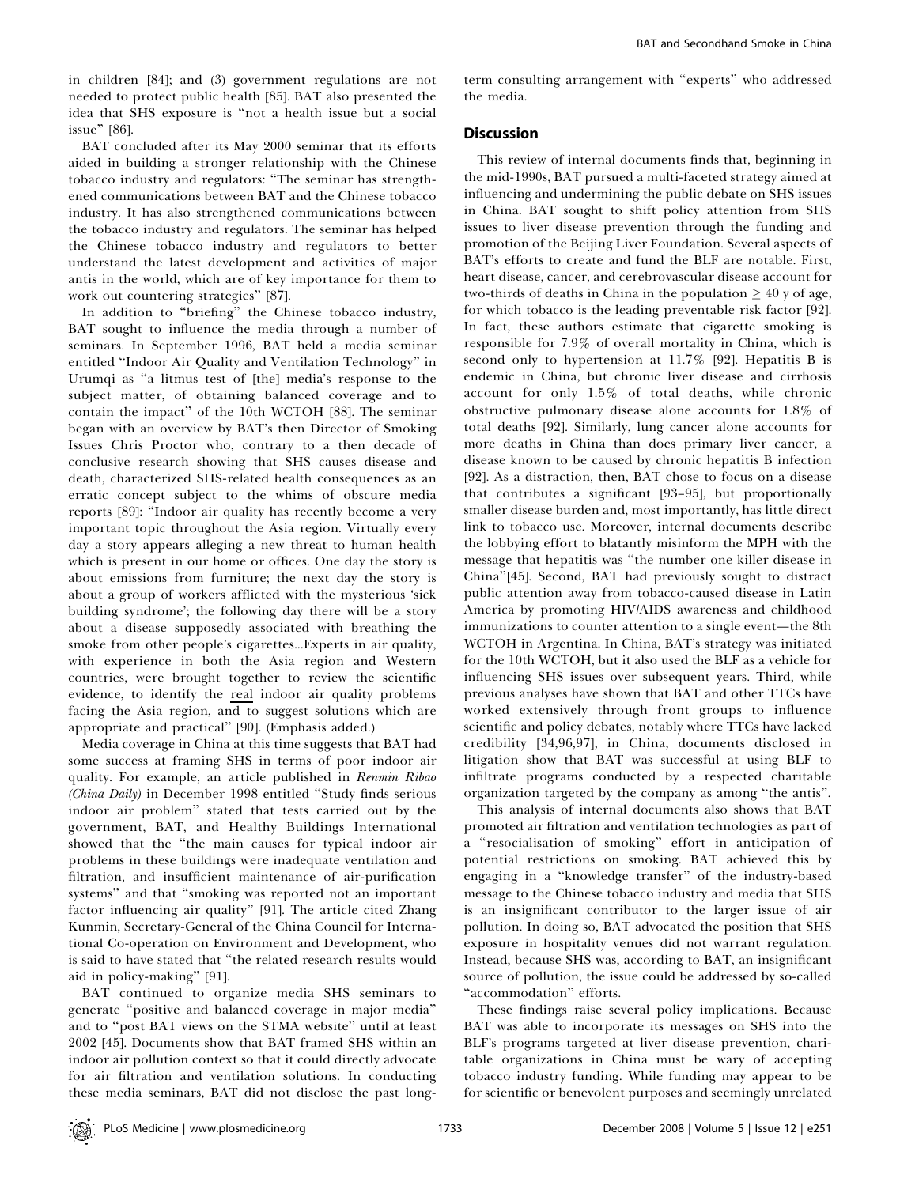in children [84]; and (3) government regulations are not needed to protect public health [85]. BAT also presented the idea that SHS exposure is "not a health issue but a social issue" [86].

BAT concluded after its May 2000 seminar that its efforts aided in building a stronger relationship with the Chinese tobacco industry and regulators: "The seminar has strengthened communications between BAT and the Chinese tobacco industry. It has also strengthened communications between the tobacco industry and regulators. The seminar has helped the Chinese tobacco industry and regulators to better understand the latest development and activities of major antis in the world, which are of key importance for them to work out countering strategies" [87].

In addition to "briefing" the Chinese tobacco industry, BAT sought to influence the media through a number of seminars. In September 1996, BAT held a media seminar entitled "Indoor Air Quality and Ventilation Technology" in Urumqi as "a litmus test of [the] media's response to the subject matter, of obtaining balanced coverage and to contain the impact" of the 10th WCTOH [88]. The seminar began with an overview by BAT's then Director of Smoking Issues Chris Proctor who, contrary to a then decade of conclusive research showing that SHS causes disease and death, characterized SHS-related health consequences as an erratic concept subject to the whims of obscure media reports [89]: "Indoor air quality has recently become a very important topic throughout the Asia region. Virtually every day a story appears alleging a new threat to human health which is present in our home or offices. One day the story is about emissions from furniture; the next day the story is about a group of workers afflicted with the mysterious 'sick building syndrome'; the following day there will be a story about a disease supposedly associated with breathing the smoke from other people's cigarettes...Experts in air quality, with experience in both the Asia region and Western countries, were brought together to review the scientific evidence, to identify the real indoor air quality problems facing the Asia region, and to suggest solutions which are appropriate and practical" [90]. (Emphasis added.)

Media coverage in China at this time suggests that BAT had some success at framing SHS in terms of poor indoor air quality. For example, an article published in *Renmin Ribao (China Daily)* in December 1998 entitled "Study finds serious indoor air problem" stated that tests carried out by the government, BAT, and Healthy Buildings International showed that the "the main causes for typical indoor air problems in these buildings were inadequate ventilation and filtration, and insufficient maintenance of air-purification systems" and that "smoking was reported not an important factor influencing air quality" [91]. The article cited Zhang Kunmin, Secretary-General of the China Council for International Co-operation on Environment and Development, who is said to have stated that "the related research results would aid in policy-making" [91].

BAT continued to organize media SHS seminars to generate "positive and balanced coverage in major media" and to "post BAT views on the STMA website" until at least 2002 [45]. Documents show that BAT framed SHS within an indoor air pollution context so that it could directly advocate for air filtration and ventilation solutions. In conducting these media seminars, BAT did not disclose the past long-term consulting arrangement with "experts" who addressed the media.

## Discussion

This review of internal documents finds that, beginning in the mid-1990s, BAT pursued a multi-faceted strategy aimed at influencing and undermining the public debate on SHS issues in China. BAT sought to shift policy attention from SHS issues to liver disease prevention through the funding and promotion of the Beijing Liver Foundation. Several aspects of BAT's efforts to create and fund the BLF are notable. First, heart disease, cancer, and cerebrovascular disease account for two-thirds of deaths in China in the population $\geq 40$ y of age, for which tobacco is the leading preventable risk factor [92]. In fact, these authors estimate that cigarette smoking is responsible for 7.9% of overall mortality in China, which is second only to hypertension at 11.7% [92]. Hepatitis B is endemic in China, but chronic liver disease and cirrhosis account for only 1.5% of total deaths, while chronic obstructive pulmonary disease alone accounts for 1.8% of total deaths [92]. Similarly, lung cancer alone accounts for more deaths in China than does primary liver cancer, a disease known to be caused by chronic hepatitis B infection [92]. As a distraction, then, BAT chose to focus on a disease that contributes a significant [93–95], but proportionally smaller disease burden and, most importantly, has little direct link to tobacco use. Moreover, internal documents describe the lobbying effort to blatantly misinform the MPH with the message that hepatitis was "the number one killer disease in China"[45]. Second, BAT had previously sought to distract public attention away from tobacco-caused disease in Latin America by promoting HIV/AIDS awareness and childhood immunizations to counter attention to a single event—the 8th WCTOH in Argentina. In China, BAT's strategy was initiated for the 10th WCTOH, but it also used the BLF as a vehicle for influencing SHS issues over subsequent years. Third, while previous analyses have shown that BAT and other TTCs have worked extensively through front groups to influence scientific and policy debates, notably where TTCs have lacked credibility [34,96,97], in China, documents disclosed in litigation show that BAT was successful at using BLF to infiltrate programs conducted by a respected charitable organization targeted by the company as among "the antis".

This analysis of internal documents also shows that BAT promoted air filtration and ventilation technologies as part of a "resocialisation of smoking" effort in anticipation of potential restrictions on smoking. BAT achieved this by engaging in a "knowledge transfer" of the industry-based message to the Chinese tobacco industry and media that SHS is an insignificant contributor to the larger issue of air pollution. In doing so, BAT advocated the position that SHS exposure in hospitality venues did not warrant regulation. Instead, because SHS was, according to BAT, an insignificant source of pollution, the issue could be addressed by so-called "accommodation" efforts.

These findings raise several policy implications. Because BAT was able to incorporate its messages on SHS into the BLF's programs targeted at liver disease prevention, charitable organizations in China must be wary of accepting tobacco industry funding. While funding may appear to be for scientific or benevolent purposes and seemingly unrelated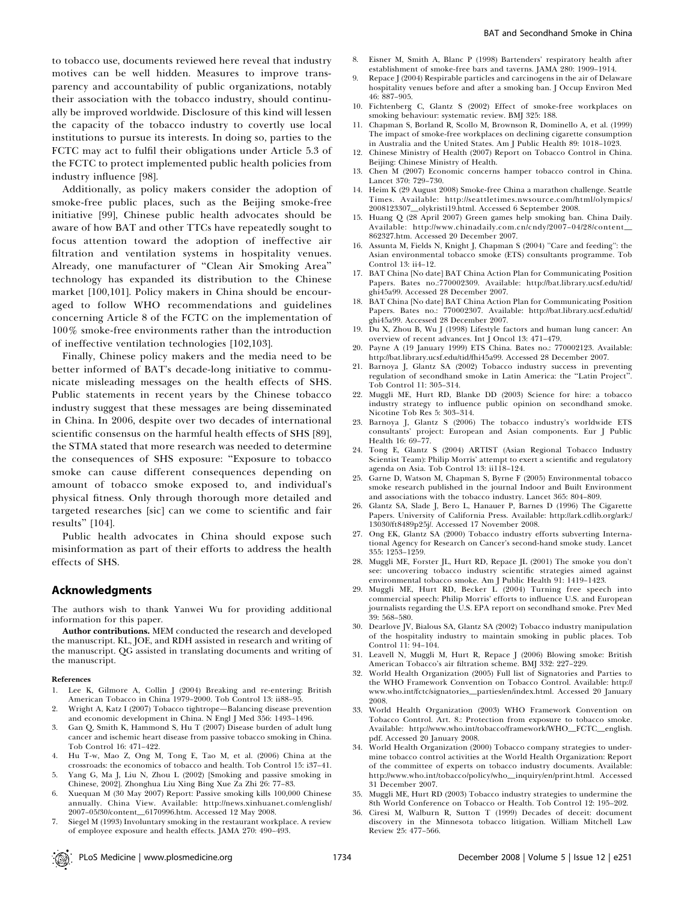to tobacco use, documents reviewed here reveal that industry motives can be well hidden. Measures to improve transparency and accountability of public organizations, notably their association with the tobacco industry, should continually be improved worldwide. Disclosure of this kind will lessen the capacity of the tobacco industry to covertly use local institutions to pursue its interests. In doing so, parties to the FCTC may act to fulfil their obligations under Article 5.3 of the FCTC to protect implemented public health policies from industry influence [98].

Additionally, as policy makers consider the adoption of smoke-free public places, such as the Beijing smoke-free initiative [99], Chinese public health advocates should be aware of how BAT and other TTCs have repeatedly sought to focus attention toward the adoption of ineffective air filtration and ventilation systems in hospitality venues. Already, one manufacturer of "Clean Air Smoking Area" technology has expanded its distribution to the Chinese market [100,101]. Policy makers in China should be encouraged to follow WHO recommendations and guidelines concerning Article 8 of the FCTC on the implementation of 100% smoke-free environments rather than the introduction of ineffective ventilation technologies [102,103].

Finally, Chinese policy makers and the media need to be better informed of BAT's decade-long initiative to communicate misleading messages on the health effects of SHS. Public statements in recent years by the Chinese tobacco industry suggest that these messages are being disseminated in China. In 2006, despite over two decades of international scientific consensus on the harmful health effects of SHS [89], the STMA stated that more research was needed to determine the consequences of SHS exposure: "Exposure to tobacco smoke can cause different consequences depending on amount of tobacco smoke exposed to, and individual's physical fitness. Only through thorough more detailed and targeted researches [sic] can we come to scientific and fair results" [104].

Public health advocates in China should expose such misinformation as part of their efforts to address the health effects of SHS.

## Acknowledgments

The authors wish to thank Yanwei Wu for providing additional information for this paper.

**Author contributions.** MEM conducted the research and developed the manuscript. KL, JOE, and RDH assisted in research and writing of the manuscript. QG assisted in translating documents and writing of the manuscript.

### References

1. Lee K, Gilmore A, Collin J (2004) Breaking and re-entering: British American Tobacco in China 1979–2000. Tob Control 13: ii88–95.
2. Wright A, Katz I (2007) Tobacco tightrope—Balancing disease prevention and economic development in China. N Engl J Med 356: 1493–1496.
3. Gan Q, Smith K, Hammond S, Hu T (2007) Disease burden of adult lung cancer and ischemic heart disease from passive tobacco smoking in China. Tob Control 16: 471–422.
4. Hu T-w, Mao Z, Ong M, Tong E, Tao M, et al. (2006) China at the crossroads: the economics of tobacco and health. Tob Control 15: i37–41.
5. Yang G, Ma J, Liu N, Zhou L (2002) [Smoking and passive smoking in Chinese, 2002]. Zhonghua Liu Xing Bing Xue Za Zhi 26: 77–83.
6. Xuequan M (30 May 2007) Report: Passive smoking kills 100,000 Chinese annually. China View. Available: http://news.xinhuanet.com/english/2007-05/30/content_6170996.htm. Accessed 12 May 2008.
7. Siegel M (1993) Involuntary smoking in the restaurant workplace. A review of employee exposure and health effects. JAMA 270: 490–493.
8. Eisner M, Smith A, Blanc P (1998) Bartenders' respiratory health after establishment of smoke-free bars and taverns. JAMA 280: 1909–1914.
9. Repace J (2004) Respirable particles and carcinogens in the air of Delaware hospitality venues before and after a smoking ban. J Occup Environ Med 46: 887–905.
10. Fichtenberg C, Glantz S (2002) Effect of smoke-free workplaces on smoking behaviour: systematic review. BMJ 325: 188.
11. Chapman S, Borland R, Scollo M, Brownson R, Dominello A, et al. (1999) The impact of smoke-free workplaces on declining cigarette consumption in Australia and the United States. Am J Public Health 89: 1018–1023.
12. Chinese Ministry of Health (2007) Report on Tobacco Control in China. Beijing: Chinese Ministry of Health.
13. Chen M (2007) Economic concerns hamper tobacco control in China. Lancet 370: 729–730.
14. Heim K (29 August 2008) Smoke-free China a marathon challenge. Seattle Times. Available: http://seattletimes.nwsource.com/html/olympics/2008123307_olykristi19.html. Accessed 6 September 2008.
15. Huang Q (28 April 2007) Green games help smoking ban. China Daily. Available: http://www.chinadaily.com.cn/cndy/2007-04/28/content_862327.htm. Accessed 20 December 2007.
16. Assunta M, Fields N, Knight J, Chapman S (2004) "Care and feeding": the Asian environmental tobacco smoke (ETS) consultants programme. Tob Control 13: ii4–12.
17. BAT China [No date] BAT China Action Plan for Communicating Position Papers. Bates no.:770002309. Available: http://bat.library.ucsf.edu/tid/ghi45a99. Accessed 28 December 2007.
18. BAT China [No date] BAT China Action Plan for Communicating Position Papers. Bates no.: 770002307. Available: http://bat.library.ucsf.edu/tid/ghi45a99. Accessed 28 December 2007.
19. Du X, Zhou B, Wu J (1998) Lifestyle factors and human lung cancer: An overview of recent advances. Int J Oncol 13: 471–479.
20. Payne A (19 January 1999) ETS China. Bates no.: 770002123. Available: http://bat.library.ucsf.edu/tid/fhi45a99. Accessed 28 December 2007.
21. Barnoya J, Glantz SA (2002) Tobacco industry success in preventing regulation of secondhand smoke in Latin America: the "Latin Project". Tob Control 11: 305–314.
22. Muggli ME, Hurt RD, Blanke DD (2003) Science for hire: a tobacco industry strategy to influence public opinion on secondhand smoke. Nicotine Tob Res 5: 303–314.
23. Barnoya J, Glantz S (2006) The tobacco industry's worldwide ETS consultants' project: European and Asian components. Eur J Public Health 16: 69–77.
24. Tong E, Glantz S (2004) ARTIST (Asian Regional Tobacco Industry Scientist Team): Philip Morris' attempt to exert a scientific and regulatory agenda on Asia. Tob Control 13: ii118–124.
25. Garne D, Watson M, Chapman S, Byrne F (2005) Environmental tobacco smoke research published in the journal Indoor and Built Environment and associations with the tobacco industry. Lancet 365: 804–809.
26. Glantz SA, Slade J, Bero L, Hanauer P, Barnes D (1996) The Cigarette Papers. University of California Press. Available: http://ark.cdlib.org/ark:/13030/ft8489p25j/. Accessed 17 November 2008.
27. Ong EK, Glantz SA (2000) Tobacco industry efforts subverting International Agency for Research on Cancer's second-hand smoke study. Lancet 355: 1253–1259.
28. Muggli ME, Forster JL, Hurt RD, Repace JL (2001) The smoke you don't see: uncovering tobacco industry scientific strategies aimed against environmental tobacco smoke. Am J Public Health 91: 1419–1423.
29. Muggli ME, Hurt RD, Becker L (2004) Turning free speech into commercial speech: Philip Morris' efforts to influence U.S. and European journalists regarding the U.S. EPA report on secondhand smoke. Prev Med 39: 568–580.
30. Dearlove JV, Bialous SA, Glantz SA (2002) Tobacco industry manipulation of the hospitality industry to maintain smoking in public places. Tob Control 11: 94–104.
31. Leavell N, Muggli M, Hurt R, Repace J (2006) Blowing smoke: British American Tobacco's air filtration scheme. BMJ 332: 227–229.
32. World Health Organization (2005) Full list of Signatories and Parties to the WHO Framework Convention on Tobacco Control. Available: http://www.who.int/fctc/signatories_parties/en/index.html. Accessed 20 January 2008.
33. World Health Organization (2003) WHO Framework Convention on Tobacco Control. Art. 8.: Protection from exposure to tobacco smoke. Available: http://www.who.int/tobacco/framework/WHO_FCTC_english.pdf. Accessed 20 January 2008.
34. World Health Organization (2000) Tobacco company strategies to undermine tobacco control activities at the World Health Organization: Report of the committee of experts on tobacco industry documents. Available: http://www.who.int/tobacco/policy/who_inquiry/en/print.html. Accessed 31 December 2007.
35. Muggli ME, Hurt RD (2003) Tobacco industry strategies to undermine the 8th World Conference on Tobacco or Health. Tob Control 12: 195–202.
36. Ciresi M, Walburn R, Sutton T (1999) Decades of deceit: document discovery in the Minnesota tobacco litigation. William Mitchell Law Review 25: 477–566.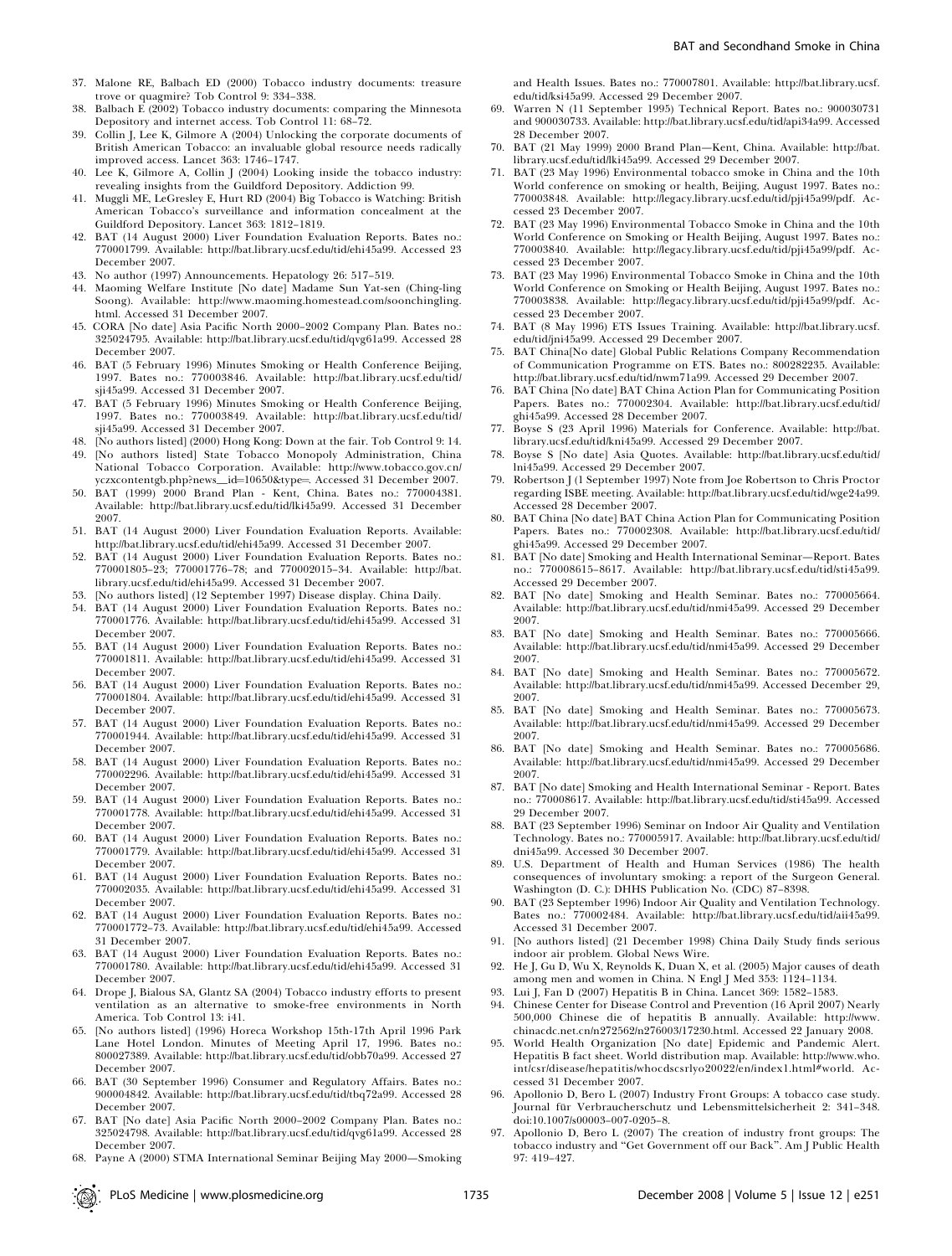37. Malone RE, Balbach ED (2000) Tobacco industry documents: treasure trove or quagmire? Tob Control 9: 334–338.
38. Balbach E (2002) Tobacco industry documents: comparing the Minnesota Depository and internet access. Tob Control 11: 68–72.
39. Collin J, Lee K, Gilmore A (2004) Unlocking the corporate documents of British American Tobacco: an invaluable global resource needs radically improved access. Lancet 363: 1746–1747.
40. Lee K, Gilmore A, Collin J (2004) Looking inside the tobacco industry: revealing insights from the Guildford Depository. Addiction 99.
41. Muggli ME, LeGresley E, Hurt RD (2004) Big Tobacco is Watching: British American Tobacco's surveillance and information concealment at the Guildford Depository. Lancet 363: 1812–1819.
42. BAT (14 August 2000) Liver Foundation Evaluation Reports. Bates no.: 770001799. Available: http://bat.library.ucsf.edu/tid/ehi45a99. Accessed 23 December 2007.
43. No author (1997) Announcements. Hepatology 26: 517–519.
44. Maoming Welfare Institute [No date] Madame Sun Yat-sen (Ching-ling Soong). Available: http://www.maoming.homestead.com/soonchingling.html. Accessed 31 December 2007.
45. CORA [No date] Asia Pacific North 2000–2002 Company Plan. Bates no.: 325024795. Available: http://bat.library.ucsf.edu/tid/qvg61a99. Accessed 28 December 2007.
46. BAT (5 February 1996) Minutes Smoking or Health Conference Beijing, 1997. Bates no.: 770003846. Available: http://bat.library.ucsf.edu/tid/sji45a99. Accessed 31 December 2007.
47. BAT (5 February 1996) Minutes Smoking or Health Conference Beijing, 1997. Bates no.: 770003849. Available: http://bat.library.ucsf.edu/tid/sji45a99. Accessed 31 December 2007.
48. [No authors listed] (2000) Hong Kong: Down at the fair. Tob Control 9: 14.
49. [No authors listed] State Tobacco Monopoly Administration, China National Tobacco Corporation. Available: http://www.tobacco.gov.cn/yczxcontentgb.php?news__id=10650&type=. Accessed 31 December 2007.
50. BAT (1999) 2000 Brand Plan - Kent, China. Bates no.: 770004381. Available: http://bat.library.ucsf.edu/tid/lki45a99. Accessed 31 December 2007.
51. BAT (14 August 2000) Liver Foundation Evaluation Reports. Available: http://bat.library.ucsf.edu/tid/ehi45a99. Accessed 31 December 2007.
52. BAT (14 August 2000) Liver Foundation Evaluation Reports. Bates no.: 770001805–23; 770001776–78; and 770002015–34. Available: http://bat.library.ucsf.edu/tid/ehi45a99. Accessed 31 December 2007.
53. [No authors listed] (12 September 1997) Disease display. China Daily.
54. BAT (14 August 2000) Liver Foundation Evaluation Reports. Bates no.: 770001776. Available: http://bat.library.ucsf.edu/tid/ehi45a99. Accessed 31 December 2007.
55. BAT (14 August 2000) Liver Foundation Evaluation Reports. Bates no.: 770001811. Available: http://bat.library.ucsf.edu/tid/ehi45a99. Accessed 31 December 2007.
56. BAT (14 August 2000) Liver Foundation Evaluation Reports. Bates no.: 770001804. Available: http://bat.library.ucsf.edu/tid/ehi45a99. Accessed 31 December 2007.
57. BAT (14 August 2000) Liver Foundation Evaluation Reports. Bates no.: 770001944. Available: http://bat.library.ucsf.edu/tid/ehi45a99. Accessed 31 December 2007.
58. BAT (14 August 2000) Liver Foundation Evaluation Reports. Bates no.: 770002296. Available: http://bat.library.ucsf.edu/tid/ehi45a99. Accessed 31 December 2007.
59. BAT (14 August 2000) Liver Foundation Evaluation Reports. Bates no.: 770001778. Available: http://bat.library.ucsf.edu/tid/ehi45a99. Accessed 31 December 2007.
60. BAT (14 August 2000) Liver Foundation Evaluation Reports. Bates no.: 770001779. Available: http://bat.library.ucsf.edu/tid/ehi45a99. Accessed 31 December 2007.
61. BAT (14 August 2000) Liver Foundation Evaluation Reports. Bates no.: 770002035. Available: http://bat.library.ucsf.edu/tid/ehi45a99. Accessed 31 December 2007.
62. BAT (14 August 2000) Liver Foundation Evaluation Reports. Bates no.: 770001772–73. Available: http://bat.library.ucsf.edu/tid/ehi45a99. Accessed 31 December 2007.
63. BAT (14 August 2000) Liver Foundation Evaluation Reports. Bates no.: 770001780. Available: http://bat.library.ucsf.edu/tid/ehi45a99. Accessed 31 December 2007.
64. Drope J, Bialous SA, Glantz SA (2004) Tobacco industry efforts to present ventilation as an alternative to smoke-free environments in North America. Tob Control 13: i41.
65. [No authors listed] (1996) Horeca Workshop 15th-17th April 1996 Park Lane Hotel London. Minutes of Meeting April 17, 1996. Bates no.: 800027389. Available: http://bat.library.ucsf.edu/tid/obb70a99. Accessed 27 December 2007.
66. BAT (30 September 1996) Consumer and Regulatory Affairs. Bates no.: 900004842. Available: http://bat.library.ucsf.edu/tid/tbq72a99. Accessed 28 December 2007.
67. BAT [No date] Asia Pacific North 2000–2002 Company Plan. Bates no.: 325024798. Available: http://bat.library.ucsf.edu/tid/qvg61a99. Accessed 28 December 2007.
68. Payne A (2000) STMA International Seminar Beijing May 2000—Smoking and Health Issues. Bates no.: 770007801. Available: http://bat.library.ucsf.edu/tid/ksi45a99. Accessed 29 December 2007.
69. Warren N (11 September 1995) Technical Report. Bates no.: 900030731 and 900030733. Available: http://bat.library.ucsf.edu/tid/api34a99. Accessed 28 December 2007.
70. BAT (21 May 1999) 2000 Brand Plan—Kent, China. Available: http://bat.library.ucsf.edu/tid/lki45a99. Accessed 29 December 2007.
71. BAT (23 May 1996) Environmental tobacco smoke in China and the 10th World conference on smoking or health, Beijing, August 1997. Bates no.: 770003848. Available: http://legacy.library.ucsf.edu/tid/pji45a99/pdf. Accessed 23 December 2007.
72. BAT (23 May 1996) Environmental Tobacco Smoke in China and the 10th World Conference on Smoking or Health Beijing, August 1997. Bates no.: 770003840. Available: http://legacy.library.ucsf.edu/tid/pji45a99/pdf. Accessed 23 December 2007.
73. BAT (23 May 1996) Environmental Tobacco Smoke in China and the 10th World Conference on Smoking or Health Beijing, August 1997. Bates no.: 770003838. Available: http://legacy.library.ucsf.edu/tid/pji45a99/pdf. Accessed 23 December 2007.
74. BAT (8 May 1996) ETS Issues Training. Available: http://bat.library.ucsf.edu/tid/jni45a99. Accessed 29 December 2007.
75. BAT China[No date] Global Public Relations Company Recommendation of Communication Programme on ETS. Bates no.: 800282235. Available: http://bat.library.ucsf.edu/tid/nwm71a99. Accessed 29 December 2007.
76. BAT China [No date] BAT China Action Plan for Communicating Position Papers. Bates no.: 770002304. Available: http://bat.library.ucsf.edu/tid/ghi45a99. Accessed 28 December 2007.
77. Boyse S (23 April 1996) Materials for Conference. Available: http://bat.library.ucsf.edu/tid/kni45a99. Accessed 29 December 2007.
78. Boyse S [No date] Asia Quotes. Available: http://bat.library.ucsf.edu/tid/lni45a99. Accessed 29 December 2007.
79. Robertson J (1 September 1997) Note from Joe Robertson to Chris Proctor regarding ISBE meeting. Available: http://bat.library.ucsf.edu/tid/wge24a99. Accessed 28 December 2007.
80. BAT China [No date] BAT China Action Plan for Communicating Position Papers. Bates no.: 770002308. Available: http://bat.library.ucsf.edu/tid/ghi45a99. Accessed 29 December 2007.
81. BAT [No date] Smoking and Health International Seminar—Report. Bates no.: 770008615–8617. Available: http://bat.library.ucsf.edu/tid/sti45a99. Accessed 29 December 2007.
82. BAT [No date] Smoking and Health Seminar. Bates no.: 770005664. Available: http://bat.library.ucsf.edu/tid/nmi45a99. Accessed 29 December 2007.
83. BAT [No date] Smoking and Health Seminar. Bates no.: 770005666. Available: http://bat.library.ucsf.edu/tid/nmi45a99. Accessed 29 December 2007.
84. BAT [No date] Smoking and Health Seminar. Bates no.: 770005672. Available: http://bat.library.ucsf.edu/tid/nmi45a99. Accessed December 29, 2007.
85. BAT [No date] Smoking and Health Seminar. Bates no.: 770005673. Available: http://bat.library.ucsf.edu/tid/nmi45a99. Accessed 29 December 2007.
86. BAT [No date] Smoking and Health Seminar. Bates no.: 770005686. Available: http://bat.library.ucsf.edu/tid/nmi45a99. Accessed 29 December 2007.
87. BAT [No date] Smoking and Health International Seminar - Report. Bates no.: 770008617. Available: http://bat.library.ucsf.edu/tid/sti45a99. Accessed 29 December 2007.
88. BAT (23 September 1996) Seminar on Indoor Air Quality and Ventilation Technology. Bates no.: 770005917. Available: http://bat.library.ucsf.edu/tid/dni45a99. Accessed 30 December 2007.
89. U.S. Department of Health and Human Services (1986) The health consequences of involuntary smoking: a report of the Surgeon General. Washington (D. C.): DHHS Publication No. (CDC) 87–8398.
90. BAT (23 September 1996) Indoor Air Quality and Ventilation Technology. Bates no.: 770002484. Available: http://bat.library.ucsf.edu/tid/aii45a99. Accessed 31 December 2007.
91. [No authors listed] (21 December 1998) China Daily Study finds serious indoor air problem. Global News Wire.
92. He J, Gu D, Wu X, Reynolds K, Duan X, et al. (2005) Major causes of death among men and women in China. N Engl J Med 353: 1124–1134.
93. Lui J, Fan D (2007) Hepatitis B in China. Lancet 369: 1582–1583.
94. Chinese Center for Disease Control and Prevention (16 April 2007) Nearly 500,000 Chinese die of hepatitis B annually. Available: http://www.chinacdc.net.cn/n272562/n276003/17230.html. Accessed 22 January 2008.
95. World Health Organization [No date] Epidemic and Pandemic Alert. Hepatitis B fact sheet. World distribution map. Available: http://www.who.int/csr/disease/hepatitis/whocdscsrlyo20022/en/index1.html#world. Accessed 31 December 2007.
96. Apollonio D, Bero L (2007) Industry Front Groups: A tobacco case study. Journal für Verbraucherschutz und Lebensmittelsicherheit 2: 341–348. doi:10.1007/s00003-007-0205-8.
97. Apollonio D, Bero L (2007) The creation of industry front groups: The tobacco industry and "Get Government off our Back". Am J Public Health 97: 419–427.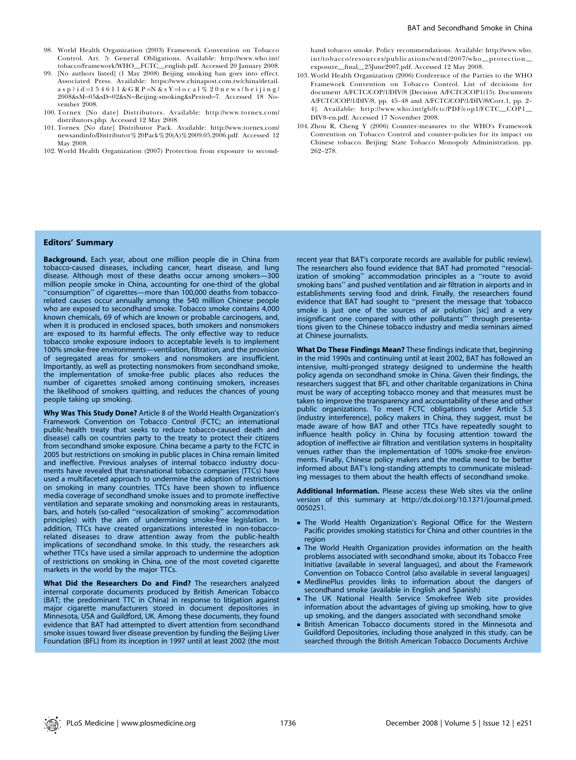98. World Health Organization (2003) Framework Convention on Tobacco Control. Art. 5: General Obligations. Available: http://www.who.int/tobacco/framework/WHO_FCTC_english.pdf. Accessed 20 January 2008.
99. [No authors listed] (1 May 2008) Beijing smoking ban goes into effect. Associated Press. Available: https://www.chinapost.com.tw/china/detail.asp?id=154611&GRP=N&sY=local%20news/beijing/2008&sM=05&sD=02&sN=Beijing-smoking&sPeriod=7. Accessed 18 November 2008.
100. Tornex [No date] Distributors. Available: http://www.tornex.com/distributors.php. Accessed 12 May 2008.
101. Tornex [No date] Distributor Pack. Available: http://www.tornex.com/newsandinfo/Distributor%20Pack%20(A)%2009.05.2006.pdf. Accessed 12 May 2008.
102. World Health Organization (2007) Protection from exposure to second-hand tobacco smoke. Policy recommendations. Available: http://www.who.int/tobacco/resources/publications/wntd/2007/who_protection_exposure_final_25June2007.pdf. Accessed 12 May 2008.
103. World Health Organization (2006) Conference of the Parties to the WHO Framework Convention on Tobacco Control. List of decisions for document A/FCTC/COP/1/DIV/8 [Decision A/FCTC/COP1(15). Documents A/FCTC/COP/1/DIV/8, pp. 45–48 and A/FCTC/COP/1/DIV/8/Corr.1, pp. 2–4]. Available: http://www.who.int/gb/fctc/PDF/cop1/FCTC_COP1_DIV8-en.pdf. Accessed 17 November 2008.
104. Zhou R, Cheng Y (2006) Counter-measures to the WHO's Framework Convention on Tobacco Control and counter-policies for its impact on Chinese tobacco. Beijing: State Tobacco Monopoly Administration. pp. 262–278.

## Editors' Summary

**Background.** Each year, about one million people die in China from tobacco-caused diseases, including cancer, heart disease, and lung disease. Although most of these deaths occur among smokers—300 million people smoke in China, accounting for one-third of the global "consumption" of cigarettes—more than 100,000 deaths from tobacco-related causes occur annually among the 540 million Chinese people who are exposed to secondhand smoke. Tobacco smoke contains 4,000 known chemicals, 69 of which are known or probable carcinogens, and, when it is produced in enclosed spaces, both smokers and nonsmokers are exposed to its harmful effects. The only effective way to reduce tobacco smoke exposure indoors to acceptable levels is to implement 100% smoke-free environments—ventilation, filtration, and the provision of segregated areas for smokers and nonsmokers are insufficient. Importantly, as well as protecting nonsmokers from secondhand smoke, the implementation of smoke-free public places also reduces the number of cigarettes smoked among continuing smokers, increases the likelihood of smokers quitting, and reduces the chances of young people taking up smoking.

**Why Was This Study Done?** Article 8 of the World Health Organization's Framework Convention on Tobacco Control (FCTC; an international public-health treaty that seeks to reduce tobacco-caused death and disease) calls on countries party to the treaty to protect their citizens from secondhand smoke exposure. China became a party to the FCTC in 2005 but restrictions on smoking in public places in China remain limited and ineffective. Previous analyses of internal tobacco industry documents have revealed that transnational tobacco companies (TTCs) have used a multifaceted approach to undermine the adoption of restrictions on smoking in many countries. TTCs have been shown to influence media coverage of secondhand smoke issues and to promote ineffective ventilation and separate smoking and nonsmoking areas in restaurants, bars, and hotels (so-called "resocalization of smoking" accommodation principles) with the aim of undermining smoke-free legislation. In addition, TTCs have created organizations interested in non-tobacco-related diseases to draw attention away from the public-health implications of secondhand smoke. In this study, the researchers ask whether TTCs have used a similar approach to undermine the adoption of restrictions on smoking in China, one of the most coveted cigarette markets in the world by the major TTCs.

**What Did the Researchers Do and Find?** The researchers analyzed internal corporate documents produced by British American Tobacco (BAT; the predominant TTC in China) in response to litigation against major cigarette manufacturers stored in document depositories in Minnesota, USA and Guildford, UK. Among these documents, they found evidence that BAT had attempted to divert attention from secondhand smoke issues toward liver disease prevention by funding the Beijing Liver Foundation (BFL) from its inception in 1997 until at least 2002 (the most recent year that BAT's corporate records are available for public review). The researchers also found evidence that BAT had promoted "resocialization of smoking" accommodation principles as a "route to avoid smoking bans" and pushed ventilation and air filtration in airports and in establishments serving food and drink. Finally, the researchers found evidence that BAT had sought to "present the message that 'tobacco smoke is just one of the sources of air polution [sic] and a very insignificant one compared with other pollutants'" through presentations given to the Chinese tobacco industry and media seminars aimed at Chinese journalists.

**What Do These Findings Mean?** These findings indicate that, beginning in the mid 1990s and continuing until at least 2002, BAT has followed an intensive, multi-pronged strategy designed to undermine the health policy agenda on secondhand smoke in China. Given their findings, the researchers suggest that BFL and other charitable organizations in China must be wary of accepting tobacco money and that measures must be taken to improve the transparency and accountability of these and other public organizations. To meet FCTC obligations under Article 5.3 (industry interference), policy makers in China, they suggest, must be made aware of how BAT and other TTCs have repeatedly sought to influence health policy in China by focusing attention toward the adoption of ineffective air filtration and ventilation systems in hospitality venues rather than the implementation of 100% smoke-free environments. Finally, Chinese policy makers and the media need to be better informed about BAT's long-standing attempts to communicate misleading messages to them about the health effects of secondhand smoke.

**Additional Information.** Please access these Web sites via the online version of this summary at http://dx.doi.org/10.1371/journal.pmed.0050251.

- The World Health Organization's Regional Office for the Western Pacific provides smoking statistics for China and other countries in the region
- The World Health Organization provides information on the health problems associated with secondhand smoke, about its Tobacco Free Initiative (available in several languages), and about the Framework Convention on Tobacco Control (also available in several languages)
- MedlinePlus provides links to information about the dangers of secondhand smoke (available in English and Spanish)
- The UK National Health Service Smokefree Web site provides information about the advantages of giving up smoking, how to give up smoking, and the dangers associated with secondhand smoke
- British American Tobacco documents stored in the Minnesota and Guildford Depositories, including those analyzed in this study, can be searched through the British American Tobacco Documents Archive